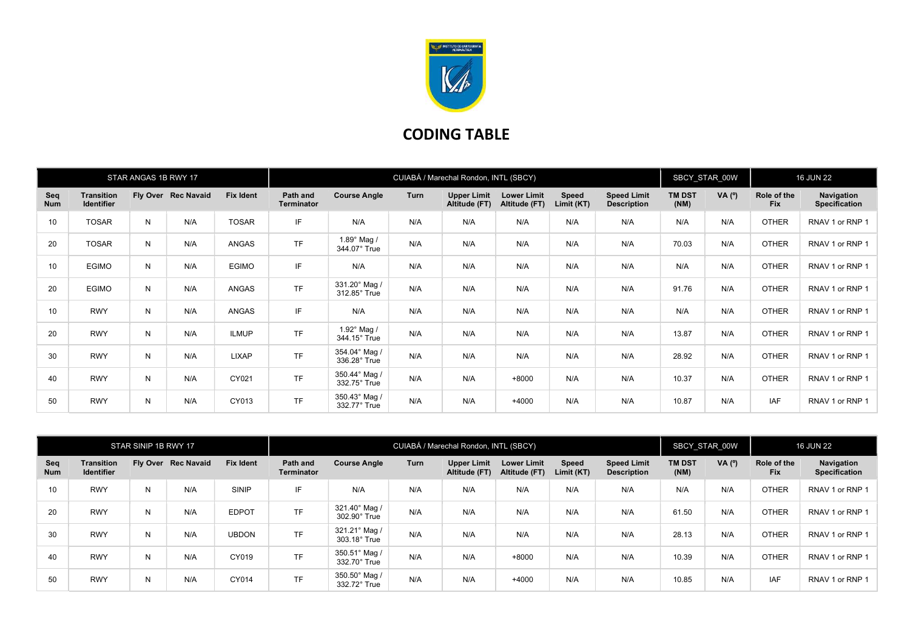# CODING TABLE

| STAR ANGAS 1B RWY 17 | | | | CUIABÁ / Marechal Rondon, INTL (SBCY) | | | | | | | SBCY_STAR_00W | | 16 JUN 22 | |
|---|---|---|---|---|---|---|---|---|---|---|---|---|---|---|
| **Seq Num** | **Transition Identifier** | **Fly Over** | **Rec Navaid** | **Fix Ident** | **Path and Terminator** | **Course Angle** | **Turn** | **Upper Limit Altitude (FT)** | **Lower Limit Altitude (FT)** | **Speed Limit (KT)** | **Speed Limit Description** | **TM DST (NM)** | **VA (º)** | **Role of the Fix** | **Navigation Specification** |
| 10 | TOSAR | N | N/A | TOSAR | IF | N/A | N/A | N/A | N/A | N/A | N/A | N/A | N/A | OTHER | RNAV 1 or RNP 1 |
| 20 | TOSAR | N | N/A | ANGAS | TF | 1.89° Mag / 344.07° True | N/A | N/A | N/A | N/A | N/A | 70.03 | N/A | OTHER | RNAV 1 or RNP 1 |
| 10 | EGIMO | N | N/A | EGIMO | IF | N/A | N/A | N/A | N/A | N/A | N/A | N/A | N/A | OTHER | RNAV 1 or RNP 1 |
| 20 | EGIMO | N | N/A | ANGAS | TF | 331.20° Mag / 312.85° True | N/A | N/A | N/A | N/A | N/A | 91.76 | N/A | OTHER | RNAV 1 or RNP 1 |
| 10 | RWY | N | N/A | ANGAS | IF | N/A | N/A | N/A | N/A | N/A | N/A | N/A | N/A | OTHER | RNAV 1 or RNP 1 |
| 20 | RWY | N | N/A | ILMUP | TF | 1.92° Mag / 344.15° True | N/A | N/A | N/A | N/A | N/A | 13.87 | N/A | OTHER | RNAV 1 or RNP 1 |
| 30 | RWY | N | N/A | LIXAP | TF | 354.04° Mag / 336.28° True | N/A | N/A | N/A | N/A | N/A | 28.92 | N/A | OTHER | RNAV 1 or RNP 1 |
| 40 | RWY | N | N/A | CY021 | TF | 350.44° Mag / 332.75° True | N/A | N/A | +8000 | N/A | N/A | 10.37 | N/A | OTHER | RNAV 1 or RNP 1 |
| 50 | RWY | N | N/A | CY013 | TF | 350.43° Mag / 332.77° True | N/A | N/A | +4000 | N/A | N/A | 10.87 | N/A | IAF | RNAV 1 or RNP 1 |

| STAR SINIP 1B RWY 17 | | | | CUIABÁ / Marechal Rondon, INTL (SBCY) | | | | | | | SBCY_STAR_00W | | 16 JUN 22 | |
|---|---|---|---|---|---|---|---|---|---|---|---|---|---|---|
| **Seq Num** | **Transition Identifier** | **Fly Over** | **Rec Navaid** | **Fix Ident** | **Path and Terminator** | **Course Angle** | **Turn** | **Upper Limit Altitude (FT)** | **Lower Limit Altitude (FT)** | **Speed Limit (KT)** | **Speed Limit Description** | **TM DST (NM)** | **VA (º)** | **Role of the Fix** | **Navigation Specification** |
| 10 | RWY | N | N/A | SINIP | IF | N/A | N/A | N/A | N/A | N/A | N/A | N/A | N/A | OTHER | RNAV 1 or RNP 1 |
| 20 | RWY | N | N/A | EDPOT | TF | 321.40° Mag / 302.90° True | N/A | N/A | N/A | N/A | N/A | 61.50 | N/A | OTHER | RNAV 1 or RNP 1 |
| 30 | RWY | N | N/A | UBDON | TF | 321.21° Mag / 303.18° True | N/A | N/A | N/A | N/A | N/A | 28.13 | N/A | OTHER | RNAV 1 or RNP 1 |
| 40 | RWY | N | N/A | CY019 | TF | 350.51° Mag / 332.70° True | N/A | N/A | +8000 | N/A | N/A | 10.39 | N/A | OTHER | RNAV 1 or RNP 1 |
| 50 | RWY | N | N/A | CY014 | TF | 350.50° Mag / 332.72° True | N/A | N/A | +4000 | N/A | N/A | 10.85 | N/A | IAF | RNAV 1 or RNP 1 |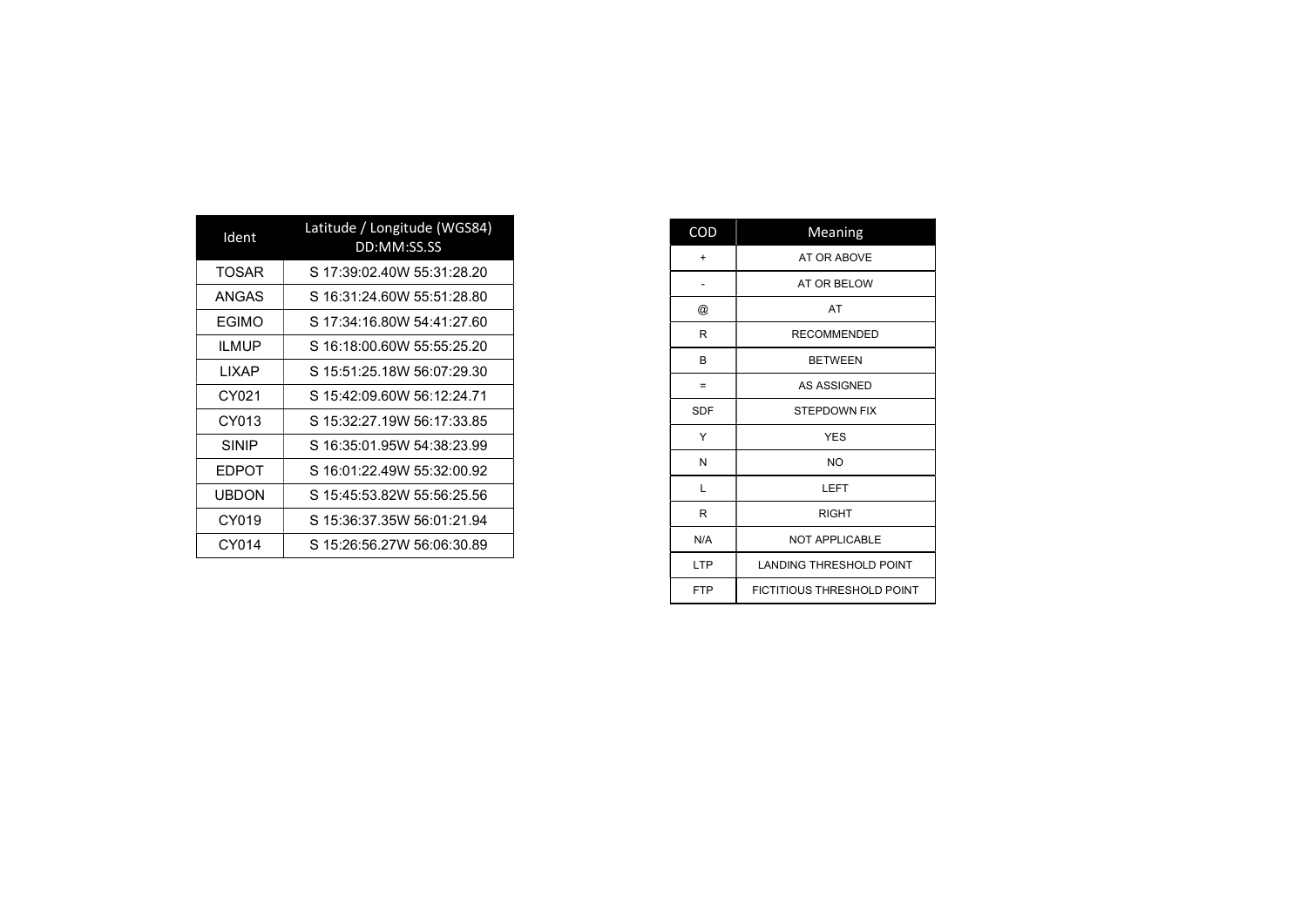| Ident | Latitude / Longitude (WGS84) DD:MM:SS.SS |
|---|---|
| TOSAR | S 17:39:02.40W 55:31:28.20 |
| ANGAS | S 16:31:24.60W 55:51:28.80 |
| EGIMO | S 17:34:16.80W 54:41:27.60 |
| ILMUP | S 16:18:00.60W 55:55:25.20 |
| LIXAP | S 15:51:25.18W 56:07:29.30 |
| CY021 | S 15:42:09.60W 56:12:24.71 |
| CY013 | S 15:32:27.19W 56:17:33.85 |
| SINIP | S 16:35:01.95W 54:38:23.99 |
| EDPOT | S 16:01:22.49W 55:32:00.92 |
| UBDON | S 15:45:53.82W 55:56:25.56 |
| CY019 | S 15:36:37.35W 56:01:21.94 |
| CY014 | S 15:26:56.27W 56:06:30.89 |

| COD | Meaning |
|---|---|
| + | AT OR ABOVE |
| - | AT OR BELOW |
| @ | AT |
| R | RECOMMENDED |
| B | BETWEEN |
| = | AS ASSIGNED |
| SDF | STEPDOWN FIX |
| Y | YES |
| N | NO |
| L | LEFT |
| R | RIGHT |
| N/A | NOT APPLICABLE |
| LTP | LANDING THRESHOLD POINT |
| FTP | FICTITIOUS THRESHOLD POINT |